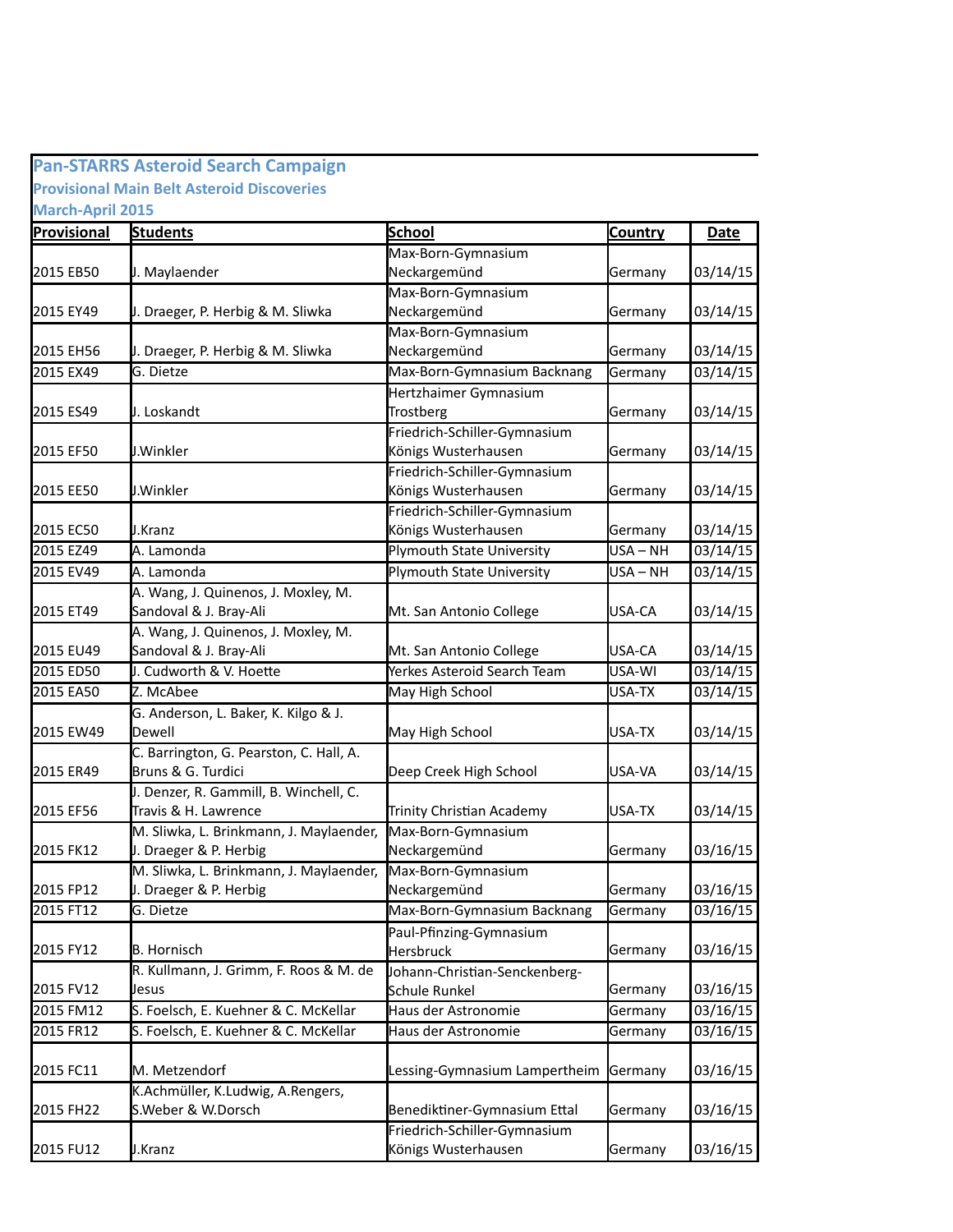## Pan-STARRS Asteroid Search Campaign

### Provisional Main Belt Asteroid Discoveries

### March-April 2015

| Provisional | Students | School | Country | Date |
|---|---|---|---|---|
| 2015 EB50 | J. Maylaender | Max-Born-Gymnasium Neckargemünd | Germany | 03/14/15 |
| 2015 EY49 | J. Draeger, P. Herbig & M. Sliwka | Max-Born-Gymnasium Neckargemünd | Germany | 03/14/15 |
| 2015 EH56 | J. Draeger, P. Herbig & M. Sliwka | Max-Born-Gymnasium Neckargemünd | Germany | 03/14/15 |
| 2015 EX49 | G. Dietze | Max-Born-Gymnasium Backnang | Germany | 03/14/15 |
| 2015 ES49 | J. Loskandt | Hertzhaimer Gymnasium Trostberg | Germany | 03/14/15 |
| 2015 EF50 | J.Winkler | Friedrich-Schiller-Gymnasium Königs Wusterhausen | Germany | 03/14/15 |
| 2015 EE50 | J.Winkler | Friedrich-Schiller-Gymnasium Königs Wusterhausen | Germany | 03/14/15 |
| 2015 EC50 | J.Kranz | Friedrich-Schiller-Gymnasium Königs Wusterhausen | Germany | 03/14/15 |
| 2015 EZ49 | A. Lamonda | Plymouth State University | USA – NH | 03/14/15 |
| 2015 EV49 | A. Lamonda | Plymouth State University | USA – NH | 03/14/15 |
| 2015 ET49 | A. Wang, J. Quinenos, J. Moxley, M. Sandoval & J. Bray-Ali | Mt. San Antonio College | USA-CA | 03/14/15 |
| 2015 EU49 | A. Wang, J. Quinenos, J. Moxley, M. Sandoval & J. Bray-Ali | Mt. San Antonio College | USA-CA | 03/14/15 |
| 2015 ED50 | J. Cudworth & V. Hoette | Yerkes Asteroid Search Team | USA-WI | 03/14/15 |
| 2015 EA50 | Z. McAbee | May High School | USA-TX | 03/14/15 |
| 2015 EW49 | G. Anderson, L. Baker, K. Kilgo & J. Dewell | May High School | USA-TX | 03/14/15 |
| 2015 ER49 | C. Barrington, G. Pearston, C. Hall, A. Bruns & G. Turdici | Deep Creek High School | USA-VA | 03/14/15 |
| 2015 EF56 | J. Denzer, R. Gammill, B. Winchell, C. Travis & H. Lawrence | Trinity Christian Academy | USA-TX | 03/14/15 |
| 2015 FK12 | M. Sliwka, L. Brinkmann, J. Maylaender, J. Draeger & P. Herbig | Max-Born-Gymnasium Neckargemünd | Germany | 03/16/15 |
| 2015 FP12 | M. Sliwka, L. Brinkmann, J. Maylaender, J. Draeger & P. Herbig | Max-Born-Gymnasium Neckargemünd | Germany | 03/16/15 |
| 2015 FT12 | G. Dietze | Max-Born-Gymnasium Backnang | Germany | 03/16/15 |
| 2015 FY12 | B. Hornisch | Paul-Pfinzing-Gymnasium Hersbruck | Germany | 03/16/15 |
| 2015 FV12 | R. Kullmann, J. Grimm, F. Roos & M. de Jesus | Johann-Christian-Senckenberg-Schule Runkel | Germany | 03/16/15 |
| 2015 FM12 | S. Foelsch, E. Kuehner & C. McKellar | Haus der Astronomie | Germany | 03/16/15 |
| 2015 FR12 | S. Foelsch, E. Kuehner & C. McKellar | Haus der Astronomie | Germany | 03/16/15 |
| 2015 FC11 | M. Metzendorf | Lessing-Gymnasium Lampertheim | Germany | 03/16/15 |
| 2015 FH22 | K.Achmüller, K.Ludwig, A.Rengers, S.Weber & W.Dorsch | Benediktiner-Gymnasium Ettal | Germany | 03/16/15 |
| 2015 FU12 | J.Kranz | Friedrich-Schiller-Gymnasium Königs Wusterhausen | Germany | 03/16/15 |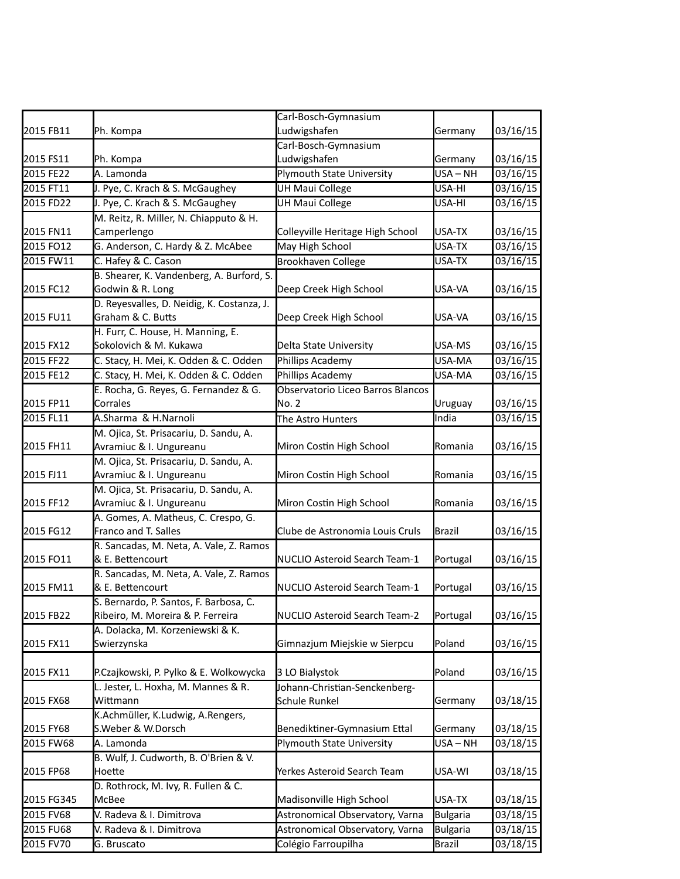| | | | | |
|---|---|---|---|---|
| 2015 FB11 | Ph. Kompa | Carl-Bosch-Gymnasium Ludwigshafen | Germany | 03/16/15 |
| 2015 FS11 | Ph. Kompa | Carl-Bosch-Gymnasium Ludwigshafen | Germany | 03/16/15 |
| 2015 FE22 | A. Lamonda | Plymouth State University | USA – NH | 03/16/15 |
| 2015 FT11 | J. Pye, C. Krach & S. McGaughey | UH Maui College | USA-HI | 03/16/15 |
| 2015 FD22 | J. Pye, C. Krach & S. McGaughey | UH Maui College | USA-HI | 03/16/15 |
| 2015 FN11 | M. Reitz, R. Miller, N. Chiapputo & H. Camperlengo | Colleyville Heritage High School | USA-TX | 03/16/15 |
| 2015 FO12 | G. Anderson, C. Hardy & Z. McAbee | May High School | USA-TX | 03/16/15 |
| 2015 FW11 | C. Hafey & C. Cason | Brookhaven College | USA-TX | 03/16/15 |
| 2015 FC12 | B. Shearer, K. Vandenberg, A. Burford, S. Godwin & R. Long | Deep Creek High School | USA-VA | 03/16/15 |
| 2015 FU11 | D. Reyesvalles, D. Neidig, K. Costanza, J. Graham & C. Butts | Deep Creek High School | USA-VA | 03/16/15 |
| 2015 FX12 | H. Furr, C. House, H. Manning, E. Sokolovich & M. Kukawa | Delta State University | USA-MS | 03/16/15 |
| 2015 FF22 | C. Stacy, H. Mei, K. Odden & C. Odden | Phillips Academy | USA-MA | 03/16/15 |
| 2015 FE12 | C. Stacy, H. Mei, K. Odden & C. Odden | Phillips Academy | USA-MA | 03/16/15 |
| 2015 FP11 | E. Rocha, G. Reyes, G. Fernandez & G. Corrales | Observatorio Liceo Barros Blancos No. 2 | Uruguay | 03/16/15 |
| 2015 FL11 | A.Sharma & H.Narnoli | The Astro Hunters | India | 03/16/15 |
| 2015 FH11 | M. Ojica, St. Prisacariu, D. Sandu, A. Avramiuc & I. Ungureanu | Miron Costin High School | Romania | 03/16/15 |
| 2015 FJ11 | M. Ojica, St. Prisacariu, D. Sandu, A. Avramiuc & I. Ungureanu | Miron Costin High School | Romania | 03/16/15 |
| 2015 FF12 | M. Ojica, St. Prisacariu, D. Sandu, A. Avramiuc & I. Ungureanu | Miron Costin High School | Romania | 03/16/15 |
| 2015 FG12 | A. Gomes, A. Matheus, C. Crespo, G. Franco and T. Salles | Clube de Astronomia Louis Cruls | Brazil | 03/16/15 |
| 2015 FO11 | R. Sancadas, M. Neta, A. Vale, Z. Ramos & E. Bettencourt | NUCLIO Asteroid Search Team-1 | Portugal | 03/16/15 |
| 2015 FM11 | R. Sancadas, M. Neta, A. Vale, Z. Ramos & E. Bettencourt | NUCLIO Asteroid Search Team-1 | Portugal | 03/16/15 |
| 2015 FB22 | S. Bernardo, P. Santos, F. Barbosa, C. Ribeiro, M. Moreira & P. Ferreira | NUCLIO Asteroid Search Team-2 | Portugal | 03/16/15 |
| 2015 FX11 | A. Dolacka, M. Korzeniewski & K. Swierzynska | Gimnazjum Miejskie w Sierpcu | Poland | 03/16/15 |
| 2015 FX11 | P.Czajkowski, P. Pylko & E. Wolkowycka | 3 LO Bialystok | Poland | 03/16/15 |
| 2015 FX68 | L. Jester, L. Hoxha, M. Mannes & R. Wittmann | Johann-Christian-Senckenberg-Schule Runkel | Germany | 03/18/15 |
| 2015 FY68 | K.Achmüller, K.Ludwig, A.Rengers, S.Weber & W.Dorsch | Benediktiner-Gymnasium Ettal | Germany | 03/18/15 |
| 2015 FW68 | A. Lamonda | Plymouth State University | USA – NH | 03/18/15 |
| 2015 FP68 | B. Wulf, J. Cudworth, B. O'Brien & V. Hoette | Yerkes Asteroid Search Team | USA-WI | 03/18/15 |
| 2015 FG345 | D. Rothrock, M. Ivy, R. Fullen & C. McBee | Madisonville High School | USA-TX | 03/18/15 |
| 2015 FV68 | V. Radeva & I. Dimitrova | Astronomical Observatory, Varna | Bulgaria | 03/18/15 |
| 2015 FU68 | V. Radeva & I. Dimitrova | Astronomical Observatory, Varna | Bulgaria | 03/18/15 |
| 2015 FV70 | G. Bruscato | Colégio Farroupilha | Brazil | 03/18/15 |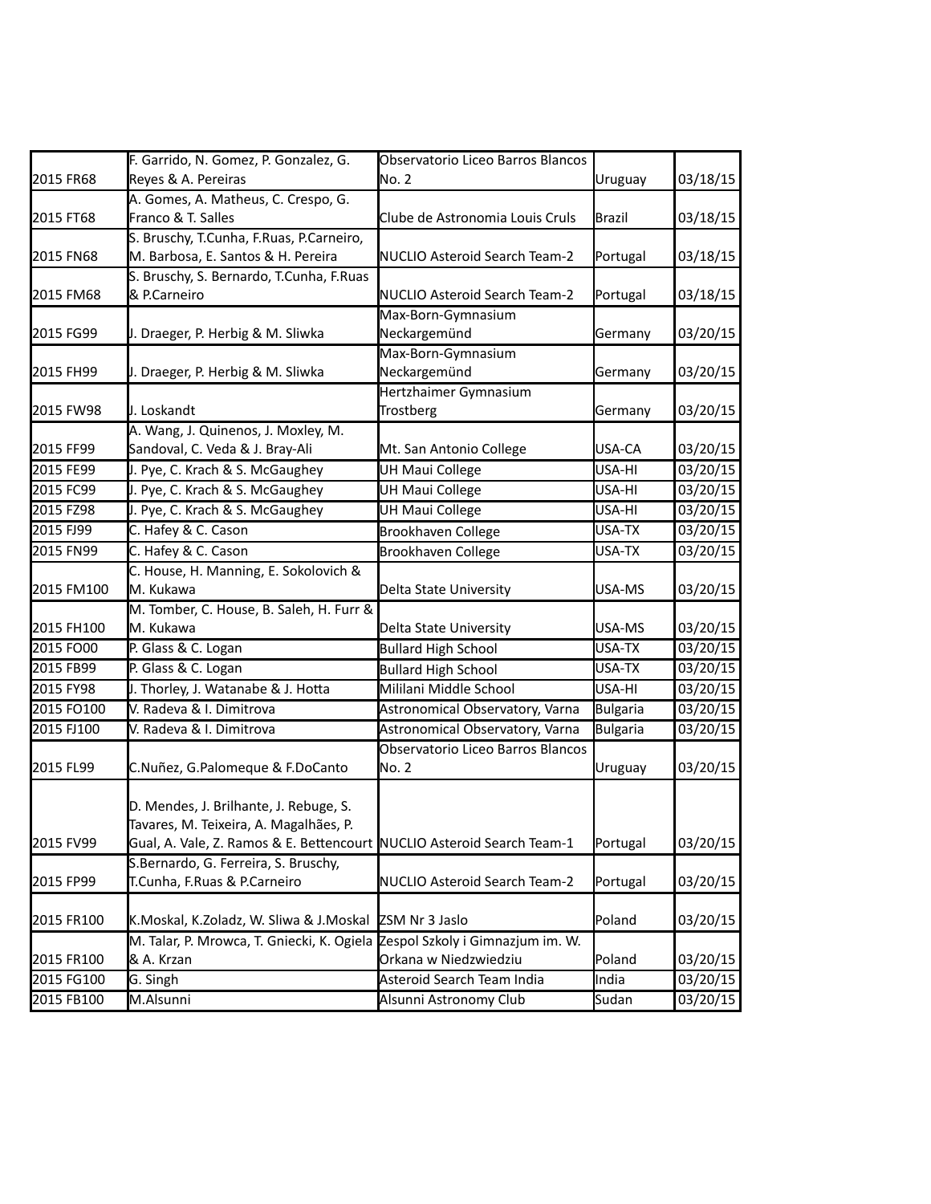| | | | | |
|---|---|---|---|---|
| 2015 FR68 | F. Garrido, N. Gomez, P. Gonzalez, G. Reyes & A. Pereiras | Observatorio Liceo Barros Blancos No. 2 | Uruguay | 03/18/15 |
| 2015 FT68 | A. Gomes, A. Matheus, C. Crespo, G. Franco & T. Salles | Clube de Astronomia Louis Cruls | Brazil | 03/18/15 |
| 2015 FN68 | S. Bruschy, T.Cunha, F.Ruas, P.Carneiro, M. Barbosa, E. Santos & H. Pereira | NUCLIO Asteroid Search Team-2 | Portugal | 03/18/15 |
| 2015 FM68 | S. Bruschy, S. Bernardo, T.Cunha, F.Ruas & P.Carneiro | NUCLIO Asteroid Search Team-2 | Portugal | 03/18/15 |
| 2015 FG99 | J. Draeger, P. Herbig & M. Sliwka | Max-Born-Gymnasium Neckargemünd | Germany | 03/20/15 |
| 2015 FH99 | J. Draeger, P. Herbig & M. Sliwka | Max-Born-Gymnasium Neckargemünd | Germany | 03/20/15 |
| 2015 FW98 | J. Loskandt | Hertzhaimer Gymnasium Trostberg | Germany | 03/20/15 |
| 2015 FF99 | A. Wang, J. Quinenos, J. Moxley, M. Sandoval, C. Veda & J. Bray-Ali | Mt. San Antonio College | USA-CA | 03/20/15 |
| 2015 FE99 | J. Pye, C. Krach & S. McGaughey | UH Maui College | USA-HI | 03/20/15 |
| 2015 FC99 | J. Pye, C. Krach & S. McGaughey | UH Maui College | USA-HI | 03/20/15 |
| 2015 FZ98 | J. Pye, C. Krach & S. McGaughey | UH Maui College | USA-HI | 03/20/15 |
| 2015 FJ99 | C. Hafey & C. Cason | Brookhaven College | USA-TX | 03/20/15 |
| 2015 FN99 | C. Hafey & C. Cason | Brookhaven College | USA-TX | 03/20/15 |
| 2015 FM100 | C. House, H. Manning, E. Sokolovich & M. Kukawa | Delta State University | USA-MS | 03/20/15 |
| 2015 FH100 | M. Tomber, C. House, B. Saleh, H. Furr & M. Kukawa | Delta State University | USA-MS | 03/20/15 |
| 2015 FO00 | P. Glass & C. Logan | Bullard High School | USA-TX | 03/20/15 |
| 2015 FB99 | P. Glass & C. Logan | Bullard High School | USA-TX | 03/20/15 |
| 2015 FY98 | J. Thorley, J. Watanabe & J. Hotta | Mililani Middle School | USA-HI | 03/20/15 |
| 2015 FO100 | V. Radeva & I. Dimitrova | Astronomical Observatory, Varna | Bulgaria | 03/20/15 |
| 2015 FJ100 | V. Radeva & I. Dimitrova | Astronomical Observatory, Varna | Bulgaria | 03/20/15 |
| 2015 FL99 | C.Nuñez, G.Palomeque & F.DoCanto | Observatorio Liceo Barros Blancos No. 2 | Uruguay | 03/20/15 |
| 2015 FV99 | D. Mendes, J. Brilhante, J. Rebuge, S. Tavares, M. Teixeira, A. Magalhães, P. Gual, A. Vale, Z. Ramos & E. Bettencourt | NUCLIO Asteroid Search Team-1 | Portugal | 03/20/15 |
| 2015 FP99 | S.Bernardo, G. Ferreira, S. Bruschy, T.Cunha, F.Ruas & P.Carneiro | NUCLIO Asteroid Search Team-2 | Portugal | 03/20/15 |
| 2015 FR100 | K.Moskal, K.Zoladz, W. Sliwa & J.Moskal | ZSM Nr 3 Jaslo | Poland | 03/20/15 |
| 2015 FR100 | M. Talar, P. Mrowca, T. Gniecki, K. Ogiela & A. Krzan | Zespol Szkoly i Gimnazjum im. W. Orkana w Niedzwiedziu | Poland | 03/20/15 |
| 2015 FG100 | G. Singh | Asteroid Search Team India | India | 03/20/15 |
| 2015 FB100 | M.Alsunni | Alsunni Astronomy Club | Sudan | 03/20/15 |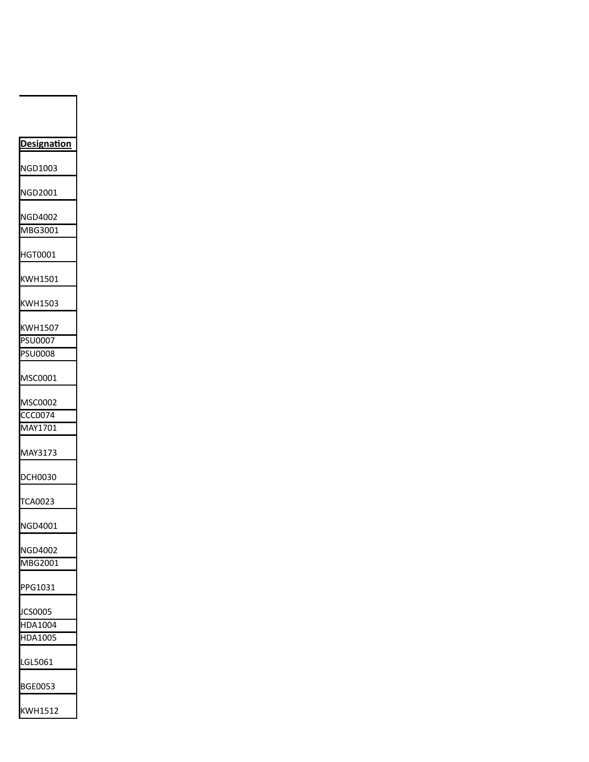| Designation |
|---|
| NGD1003 |
| NGD2001 |
| NGD4002 |
| MBG3001 |
| HGT0001 |
| KWH1501 |
| KWH1503 |
| KWH1507 |
| PSU0007 |
| PSU0008 |
| MSC0001 |
| MSC0002 |
| CCC0074 |
| MAY1701 |
| MAY3173 |
| DCH0030 |
| TCA0023 |
| NGD4001 |
| NGD4002 |
| MBG2001 |
| PPG1031 |
| JCS0005 |
| HDA1004 |
| HDA1005 |
| LGL5061 |
| BGE0053 |
| KWH1512 |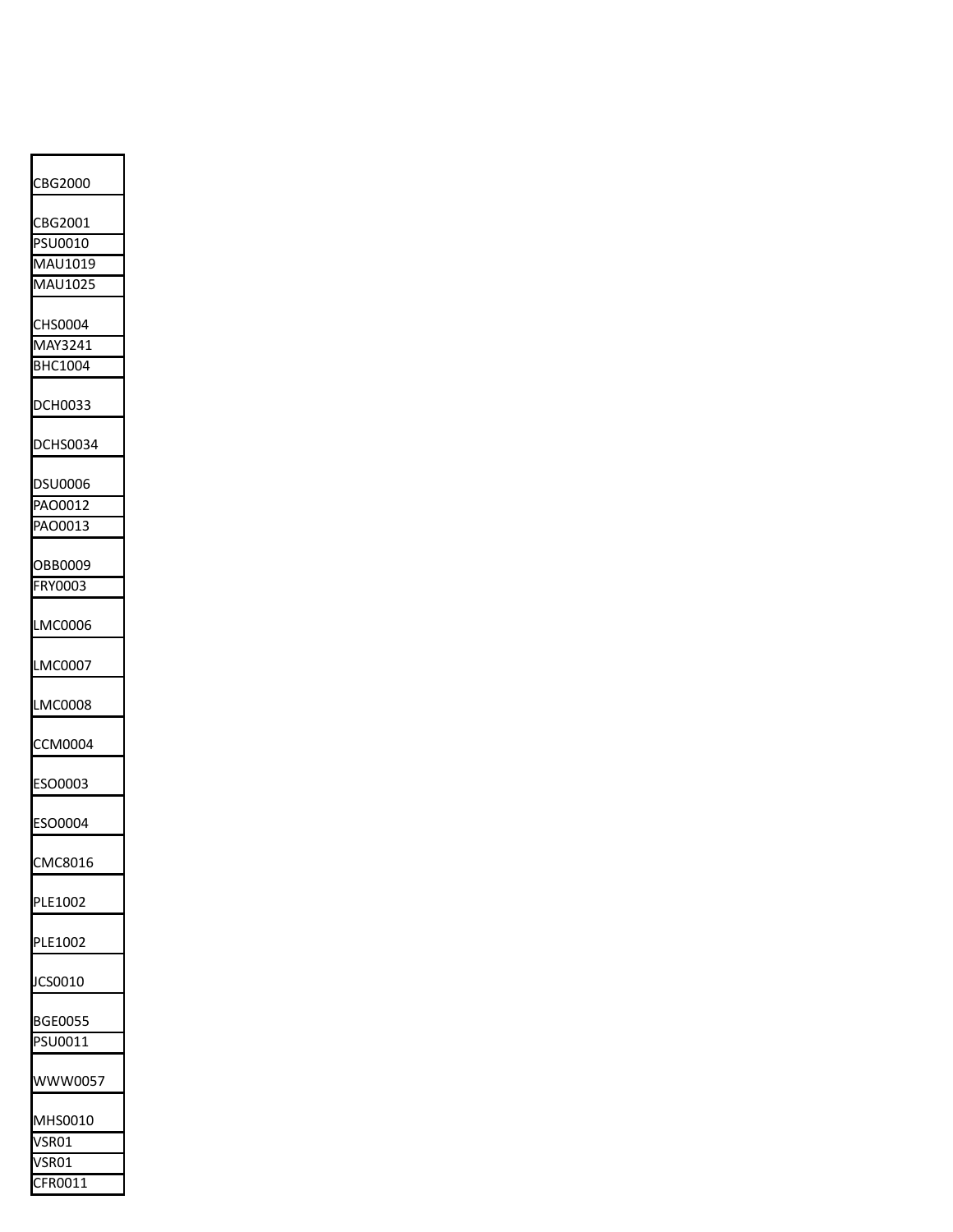| |
|---|
| CBG2000 |
| CBG2001 |
| PSU0010 |
| MAU1019 |
| MAU1025 |
| CHS0004 |
| MAY3241 |
| BHC1004 |
| DCH0033 |
| DCHS0034 |
| DSU0006 |
| PAO0012 |
| PAO0013 |
| OBB0009 |
| FRY0003 |
| LMC0006 |
| LMC0007 |
| LMC0008 |
| CCM0004 |
| ESO0003 |
| ESO0004 |
| CMC8016 |
| PLE1002 |
| PLE1002 |
| JCS0010 |
| BGE0055 |
| PSU0011 |
| WWW0057 |
| MHS0010 |
| VSR01 |
| VSR01 |
| CFR0011 |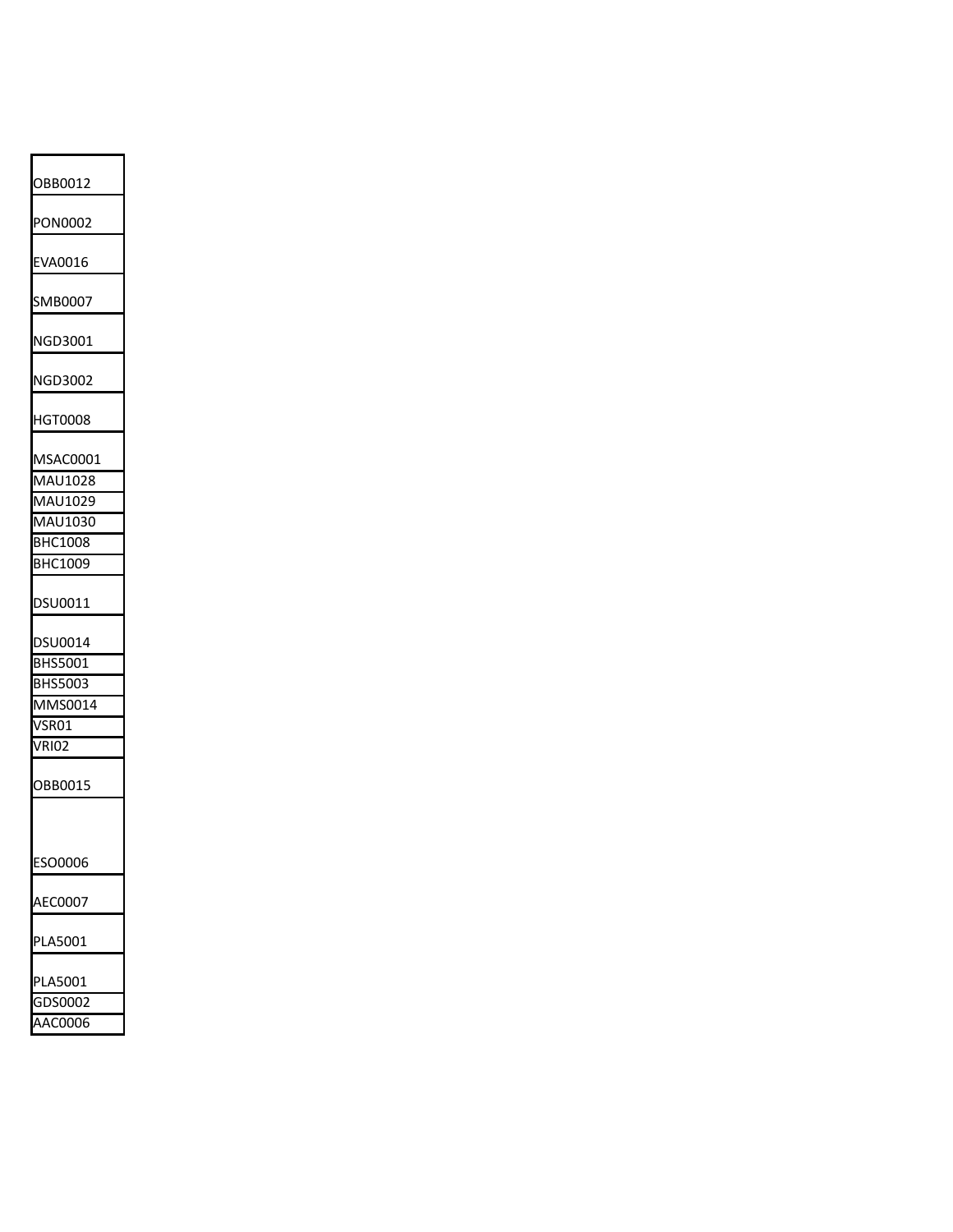| |
|---|
| OBB0012 |
| PON0002 |
| EVA0016 |
| SMB0007 |
| NGD3001 |
| NGD3002 |
| HGT0008 |
| MSAC0001 |
| MAU1028 |
| MAU1029 |
| MAU1030 |
| BHC1008 |
| BHC1009 |
| DSU0011 |
| DSU0014 |
| BHS5001 |
| BHS5003 |
| MMS0014 |
| VSR01 |
| VRI02 |
| OBB0015 |
| ESO0006 |
| AEC0007 |
| PLA5001 |
| PLA5001 |
| GDS0002 |
| AAC0006 |